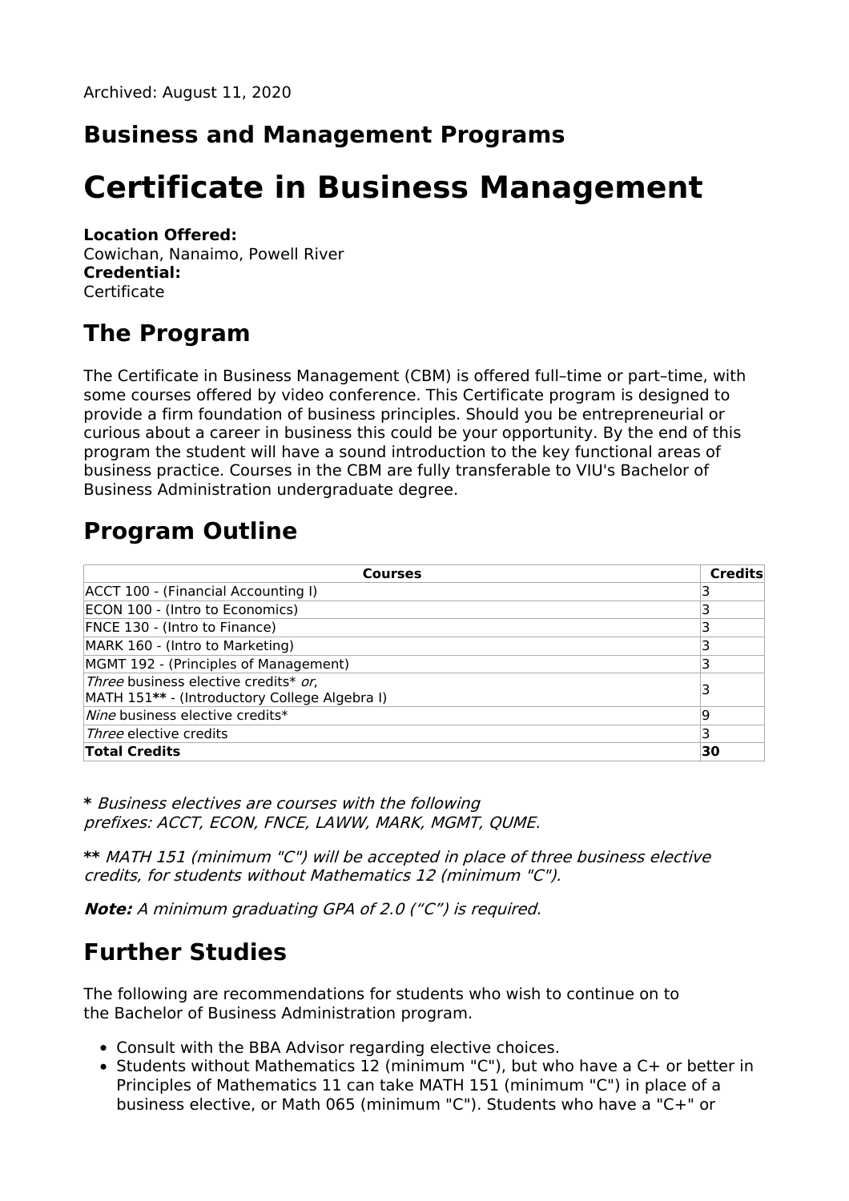Archived: August 11, 2020

## Business and Management Programs

# Certificate in Business Management

**Location Offered:**
Cowichan, Nanaimo, Powell River
**Credential:**
Certificate

## The Program

The Certificate in Business Management (CBM) is offered full–time or part–time, with some courses offered by video conference. This Certificate program is designed to provide a firm foundation of business principles. Should you be entrepreneurial or curious about a career in business this could be your opportunity. By the end of this program the student will have a sound introduction to the key functional areas of business practice. Courses in the CBM are fully transferable to VIU's Bachelor of Business Administration undergraduate degree.

## Program Outline

| Courses | Credits |
|---|---|
| ACCT 100 - (Financial Accounting I) | 3 |
| ECON 100 - (Intro to Economics) | 3 |
| FNCE 130 - (Intro to Finance) | 3 |
| MARK 160 - (Intro to Marketing) | 3 |
| MGMT 192 - (Principles of Management) | 3 |
| *Three* business elective credits* *or*,<br>MATH 151** - (Introductory College Algebra I) | 3 |
| *Nine* business elective credits* | 9 |
| *Three* elective credits | 3 |
| **Total Credits** | **30** |

**\*** *Business electives are courses with the following prefixes: ACCT, ECON, FNCE, LAWW, MARK, MGMT, QUME.*

**\*\*** *MATH 151 (minimum "C") will be accepted in place of three business elective credits, for students without Mathematics 12 (minimum "C").*

***Note:*** *A minimum graduating GPA of 2.0 ("C") is required.*

## Further Studies

The following are recommendations for students who wish to continue on to the Bachelor of Business Administration program.

- Consult with the BBA Advisor regarding elective choices.
- Students without Mathematics 12 (minimum "C"), but who have a C+ or better in Principles of Mathematics 11 can take MATH 151 (minimum "C") in place of a business elective, or Math 065 (minimum "C"). Students who have a "C+" or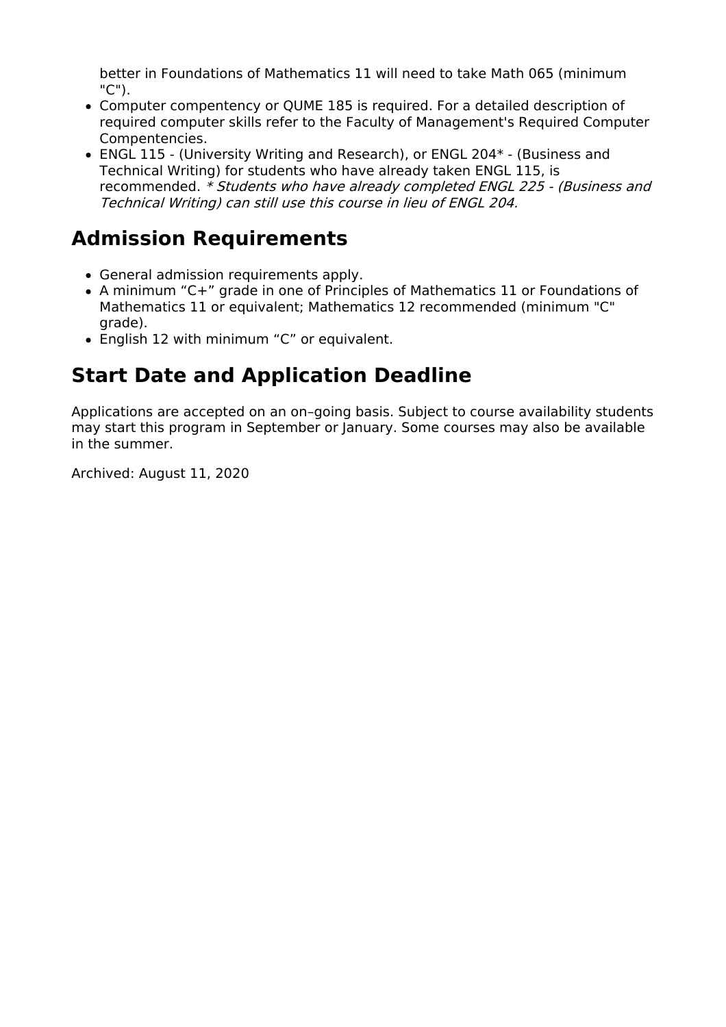better in Foundations of Mathematics 11 will need to take Math 065 (minimum "C").

- Computer compentency or QUME 185 is required. For a detailed description of required computer skills refer to the Faculty of Management's Required Computer Compentencies.
- ENGL 115 - (University Writing and Research), or ENGL 204* - (Business and Technical Writing) for students who have already taken ENGL 115, is recommended. *\* Students who have already completed ENGL 225 - (Business and Technical Writing) can still use this course in lieu of ENGL 204.*

## Admission Requirements

- General admission requirements apply.
- A minimum “C+” grade in one of Principles of Mathematics 11 or Foundations of Mathematics 11 or equivalent; Mathematics 12 recommended (minimum "C" grade).
- English 12 with minimum “C” or equivalent.

## Start Date and Application Deadline

Applications are accepted on an on–going basis. Subject to course availability students may start this program in September or January. Some courses may also be available in the summer.

Archived: August 11, 2020